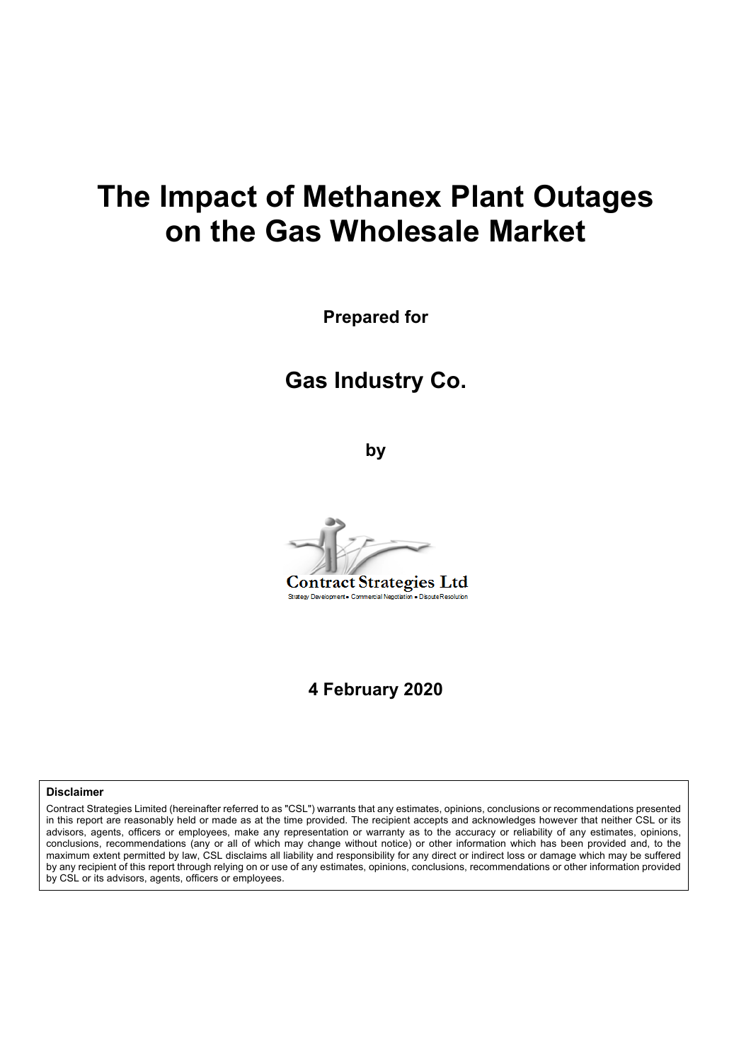# The Impact of Methanex Plant Outages on the Gas Wholesale Market

**Prepared for**

## Gas Industry Co.

**by**

Contract Strategies Ltd

Strategy Development ▪ Commercial Negotiation ▪ Dispute Resolution

**4 February 2020**

**Disclaimer**

Contract Strategies Limited (hereinafter referred to as "CSL") warrants that any estimates, opinions, conclusions or recommendations presented in this report are reasonably held or made as at the time provided. The recipient accepts and acknowledges however that neither CSL or its advisors, agents, officers or employees, make any representation or warranty as to the accuracy or reliability of any estimates, opinions, conclusions, recommendations (any or all of which may change without notice) or other information which has been provided and, to the maximum extent permitted by law, CSL disclaims all liability and responsibility for any direct or indirect loss or damage which may be suffered by any recipient of this report through relying on or use of any estimates, opinions, conclusions, recommendations or other information provided by CSL or its advisors, agents, officers or employees.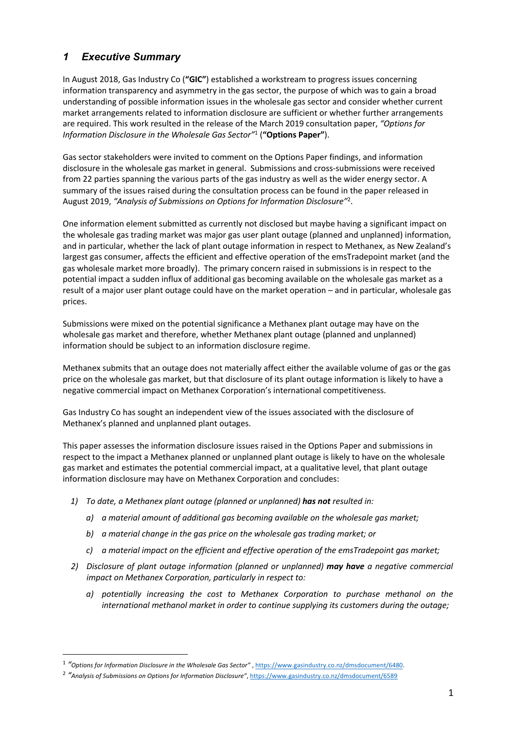## *1 Executive Summary*

In August 2018, Gas Industry Co (**"GIC"**) established a workstream to progress issues concerning information transparency and asymmetry in the gas sector, the purpose of which was to gain a broad understanding of possible information issues in the wholesale gas sector and consider whether current market arrangements related to information disclosure are sufficient or whether further arrangements are required. This work resulted in the release of the March 2019 consultation paper, *"Options for Information Disclosure in the Wholesale Gas Sector"*[1] (**"Options Paper"**).

Gas sector stakeholders were invited to comment on the Options Paper findings, and information disclosure in the wholesale gas market in general. Submissions and cross-submissions were received from 22 parties spanning the various parts of the gas industry as well as the wider energy sector. A summary of the issues raised during the consultation process can be found in the paper released in August 2019, *"Analysis of Submissions on Options for Information Disclosure"*[2].

One information element submitted as currently not disclosed but maybe having a significant impact on the wholesale gas trading market was major gas user plant outage (planned and unplanned) information, and in particular, whether the lack of plant outage information in respect to Methanex, as New Zealand's largest gas consumer, affects the efficient and effective operation of the emsTradepoint market (and the gas wholesale market more broadly). The primary concern raised in submissions is in respect to the potential impact a sudden influx of additional gas becoming available on the wholesale gas market as a result of a major user plant outage could have on the market operation – and in particular, wholesale gas prices.

Submissions were mixed on the potential significance a Methanex plant outage may have on the wholesale gas market and therefore, whether Methanex plant outage (planned and unplanned) information should be subject to an information disclosure regime.

Methanex submits that an outage does not materially affect either the available volume of gas or the gas price on the wholesale gas market, but that disclosure of its plant outage information is likely to have a negative commercial impact on Methanex Corporation's international competitiveness.

Gas Industry Co has sought an independent view of the issues associated with the disclosure of Methanex's planned and unplanned plant outages.

This paper assesses the information disclosure issues raised in the Options Paper and submissions in respect to the impact a Methanex planned or unplanned plant outage is likely to have on the wholesale gas market and estimates the potential commercial impact, at a qualitative level, that plant outage information disclosure may have on Methanex Corporation and concludes:

1) *To date, a Methanex plant outage (planned or unplanned)* ***has not*** *resulted in:*
   a) *a material amount of additional gas becoming available on the wholesale gas market;*
   b) *a material change in the gas price on the wholesale gas trading market; or*
   c) *a material impact on the efficient and effective operation of the emsTradepoint gas market;*
2) *Disclosure of plant outage information (planned or unplanned)* ***may have*** *a negative commercial impact on Methanex Corporation, particularly in respect to:*
   a) *potentially increasing the cost to Methanex Corporation to purchase methanol on the international methanol market in order to continue supplying its customers during the outage;*

---

[1] *"Options for Information Disclosure in the Wholesale Gas Sector"* , https://www.gasindustry.co.nz/dmsdocument/6480.

[2] *"Analysis of Submissions on Options for Information Disclosure"*, https://www.gasindustry.co.nz/dmsdocument/6589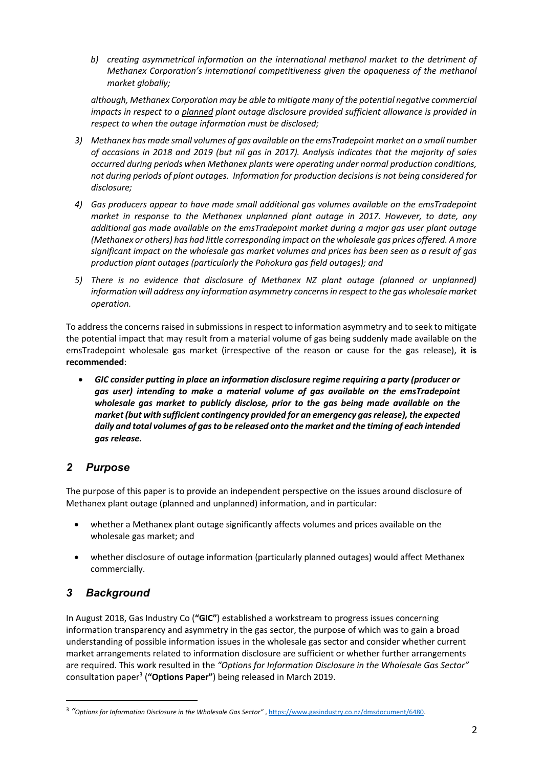*b) creating asymmetrical information on the international methanol market to the detriment of Methanex Corporation's international competitiveness given the opaqueness of the methanol market globally;*

*although, Methanex Corporation may be able to mitigate many of the potential negative commercial impacts in respect to a planned plant outage disclosure provided sufficient allowance is provided in respect to when the outage information must be disclosed;*

3) *Methanex has made small volumes of gas available on the emsTradepoint market on a small number of occasions in 2018 and 2019 (but nil gas in 2017). Analysis indicates that the majority of sales occurred during periods when Methanex plants were operating under normal production conditions, not during periods of plant outages. Information for production decisions is not being considered for disclosure;*

4) *Gas producers appear to have made small additional gas volumes available on the emsTradepoint market in response to the Methanex unplanned plant outage in 2017. However, to date, any additional gas made available on the emsTradepoint market during a major gas user plant outage (Methanex or others) has had little corresponding impact on the wholesale gas prices offered. A more significant impact on the wholesale gas market volumes and prices has been seen as a result of gas production plant outages (particularly the Pohokura gas field outages); and*

5) *There is no evidence that disclosure of Methanex NZ plant outage (planned or unplanned) information will address any information asymmetry concerns in respect to the gas wholesale market operation.*

To address the concerns raised in submissions in respect to information asymmetry and to seek to mitigate the potential impact that may result from a material volume of gas being suddenly made available on the emsTradepoint wholesale gas market (irrespective of the reason or cause for the gas release), **it is recommended**:

- ***GIC consider putting in place an information disclosure regime requiring a party (producer or gas user) intending to make a material volume of gas available on the emsTradepoint wholesale gas market to publicly disclose, prior to the gas being made available on the market (but with sufficient contingency provided for an emergency gas release), the expected daily and total volumes of gas to be released onto the market and the timing of each intended gas release.***

## *2 Purpose*

The purpose of this paper is to provide an independent perspective on the issues around disclosure of Methanex plant outage (planned and unplanned) information, and in particular:

- whether a Methanex plant outage significantly affects volumes and prices available on the wholesale gas market; and
- whether disclosure of outage information (particularly planned outages) would affect Methanex commercially.

## *3 Background*

In August 2018, Gas Industry Co (**"GIC"**) established a workstream to progress issues concerning information transparency and asymmetry in the gas sector, the purpose of which was to gain a broad understanding of possible information issues in the wholesale gas sector and consider whether current market arrangements related to information disclosure are sufficient or whether further arrangements are required. This work resulted in the *"Options for Information Disclosure in the Wholesale Gas Sector"* consultation paper[3] (**"Options Paper"**) being released in March 2019.

[3] *"Options for Information Disclosure in the Wholesale Gas Sector"* , https://www.gasindustry.co.nz/dmsdocument/6480.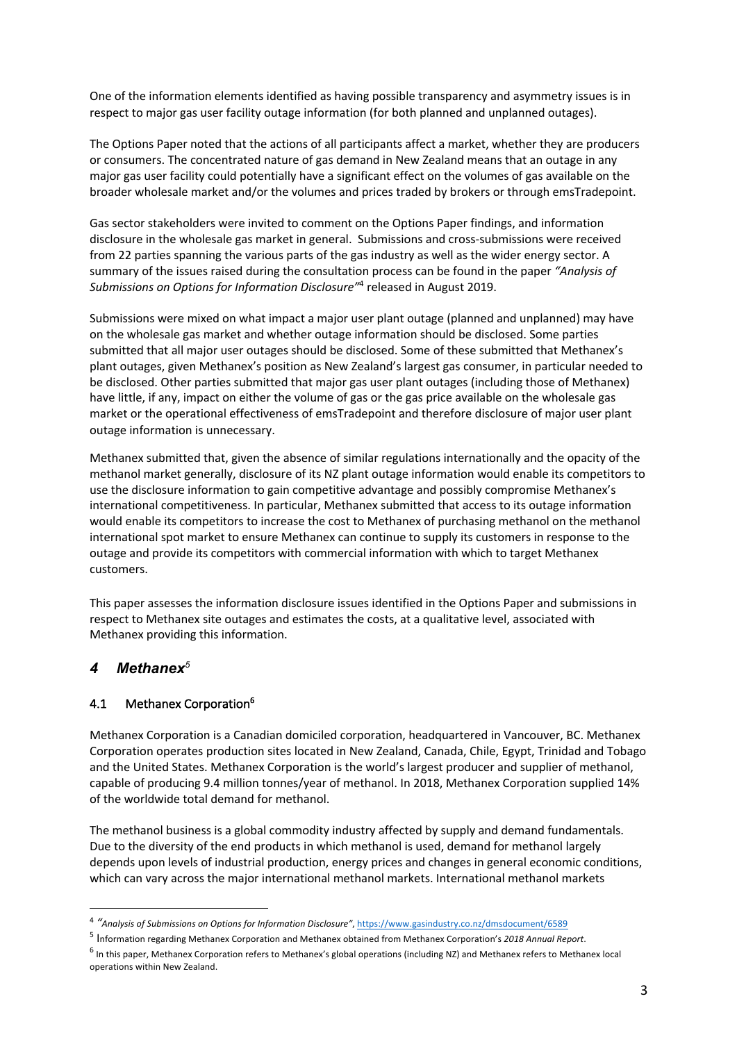One of the information elements identified as having possible transparency and asymmetry issues is in respect to major gas user facility outage information (for both planned and unplanned outages).

The Options Paper noted that the actions of all participants affect a market, whether they are producers or consumers. The concentrated nature of gas demand in New Zealand means that an outage in any major gas user facility could potentially have a significant effect on the volumes of gas available on the broader wholesale market and/or the volumes and prices traded by brokers or through emsTradepoint.

Gas sector stakeholders were invited to comment on the Options Paper findings, and information disclosure in the wholesale gas market in general. Submissions and cross-submissions were received from 22 parties spanning the various parts of the gas industry as well as the wider energy sector. A summary of the issues raised during the consultation process can be found in the paper *"Analysis of Submissions on Options for Information Disclosure"*[4] released in August 2019.

Submissions were mixed on what impact a major user plant outage (planned and unplanned) may have on the wholesale gas market and whether outage information should be disclosed. Some parties submitted that all major user outages should be disclosed. Some of these submitted that Methanex's plant outages, given Methanex's position as New Zealand's largest gas consumer, in particular needed to be disclosed. Other parties submitted that major gas user plant outages (including those of Methanex) have little, if any, impact on either the volume of gas or the gas price available on the wholesale gas market or the operational effectiveness of emsTradepoint and therefore disclosure of major user plant outage information is unnecessary.

Methanex submitted that, given the absence of similar regulations internationally and the opacity of the methanol market generally, disclosure of its NZ plant outage information would enable its competitors to use the disclosure information to gain competitive advantage and possibly compromise Methanex's international competitiveness. In particular, Methanex submitted that access to its outage information would enable its competitors to increase the cost to Methanex of purchasing methanol on the methanol international spot market to ensure Methanex can continue to supply its customers in response to the outage and provide its competitors with commercial information with which to target Methanex customers.

This paper assesses the information disclosure issues identified in the Options Paper and submissions in respect to Methanex site outages and estimates the costs, at a qualitative level, associated with Methanex providing this information.

# *4 Methanex*[5]

## 4.1 Methanex Corporation[6]

Methanex Corporation is a Canadian domiciled corporation, headquartered in Vancouver, BC. Methanex Corporation operates production sites located in New Zealand, Canada, Chile, Egypt, Trinidad and Tobago and the United States. Methanex Corporation is the world's largest producer and supplier of methanol, capable of producing 9.4 million tonnes/year of methanol. In 2018, Methanex Corporation supplied 14% of the worldwide total demand for methanol.

The methanol business is a global commodity industry affected by supply and demand fundamentals. Due to the diversity of the end products in which methanol is used, demand for methanol largely depends upon levels of industrial production, energy prices and changes in general economic conditions, which can vary across the major international methanol markets. International methanol markets

---

[4] *"Analysis of Submissions on Options for Information Disclosure"*, https://www.gasindustry.co.nz/dmsdocument/6589

[5] Information regarding Methanex Corporation and Methanex obtained from Methanex Corporation's *2018 Annual Report*.

[6] In this paper, Methanex Corporation refers to Methanex's global operations (including NZ) and Methanex refers to Methanex local operations within New Zealand.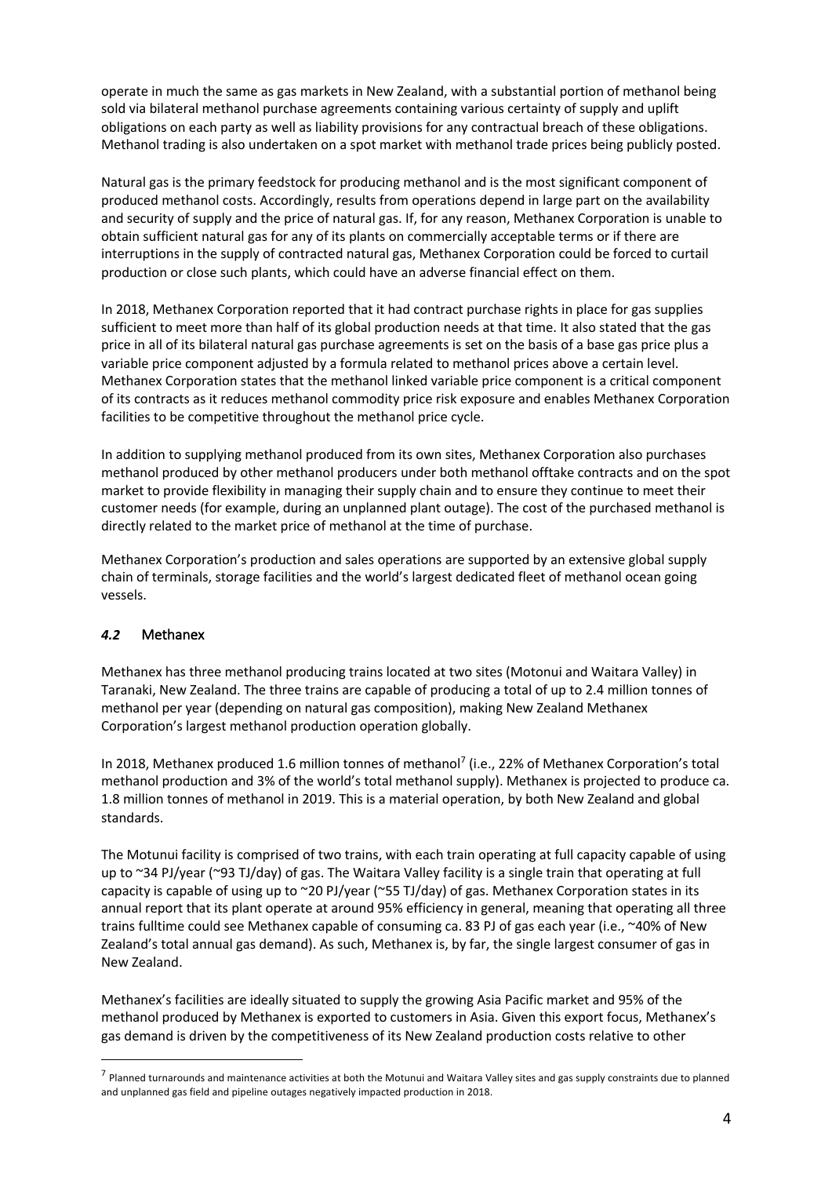operate in much the same as gas markets in New Zealand, with a substantial portion of methanol being sold via bilateral methanol purchase agreements containing various certainty of supply and uplift obligations on each party as well as liability provisions for any contractual breach of these obligations. Methanol trading is also undertaken on a spot market with methanol trade prices being publicly posted.

Natural gas is the primary feedstock for producing methanol and is the most significant component of produced methanol costs. Accordingly, results from operations depend in large part on the availability and security of supply and the price of natural gas. If, for any reason, Methanex Corporation is unable to obtain sufficient natural gas for any of its plants on commercially acceptable terms or if there are interruptions in the supply of contracted natural gas, Methanex Corporation could be forced to curtail production or close such plants, which could have an adverse financial effect on them.

In 2018, Methanex Corporation reported that it had contract purchase rights in place for gas supplies sufficient to meet more than half of its global production needs at that time. It also stated that the gas price in all of its bilateral natural gas purchase agreements is set on the basis of a base gas price plus a variable price component adjusted by a formula related to methanol prices above a certain level. Methanex Corporation states that the methanol linked variable price component is a critical component of its contracts as it reduces methanol commodity price risk exposure and enables Methanex Corporation facilities to be competitive throughout the methanol price cycle.

In addition to supplying methanol produced from its own sites, Methanex Corporation also purchases methanol produced by other methanol producers under both methanol offtake contracts and on the spot market to provide flexibility in managing their supply chain and to ensure they continue to meet their customer needs (for example, during an unplanned plant outage). The cost of the purchased methanol is directly related to the market price of methanol at the time of purchase.

Methanex Corporation's production and sales operations are supported by an extensive global supply chain of terminals, storage facilities and the world's largest dedicated fleet of methanol ocean going vessels.

### *4.2* Methanex

Methanex has three methanol producing trains located at two sites (Motonui and Waitara Valley) in Taranaki, New Zealand. The three trains are capable of producing a total of up to 2.4 million tonnes of methanol per year (depending on natural gas composition), making New Zealand Methanex Corporation's largest methanol production operation globally.

In 2018, Methanex produced 1.6 million tonnes of methanol[7] (i.e., 22% of Methanex Corporation's total methanol production and 3% of the world's total methanol supply). Methanex is projected to produce ca. 1.8 million tonnes of methanol in 2019. This is a material operation, by both New Zealand and global standards.

The Motunui facility is comprised of two trains, with each train operating at full capacity capable of using up to ~34 PJ/year (~93 TJ/day) of gas. The Waitara Valley facility is a single train that operating at full capacity is capable of using up to ~20 PJ/year (~55 TJ/day) of gas. Methanex Corporation states in its annual report that its plant operate at around 95% efficiency in general, meaning that operating all three trains fulltime could see Methanex capable of consuming ca. 83 PJ of gas each year (i.e., ~40% of New Zealand's total annual gas demand). As such, Methanex is, by far, the single largest consumer of gas in New Zealand.

Methanex's facilities are ideally situated to supply the growing Asia Pacific market and 95% of the methanol produced by Methanex is exported to customers in Asia. Given this export focus, Methanex's gas demand is driven by the competitiveness of its New Zealand production costs relative to other

---

[7] Planned turnarounds and maintenance activities at both the Motunui and Waitara Valley sites and gas supply constraints due to planned and unplanned gas field and pipeline outages negatively impacted production in 2018.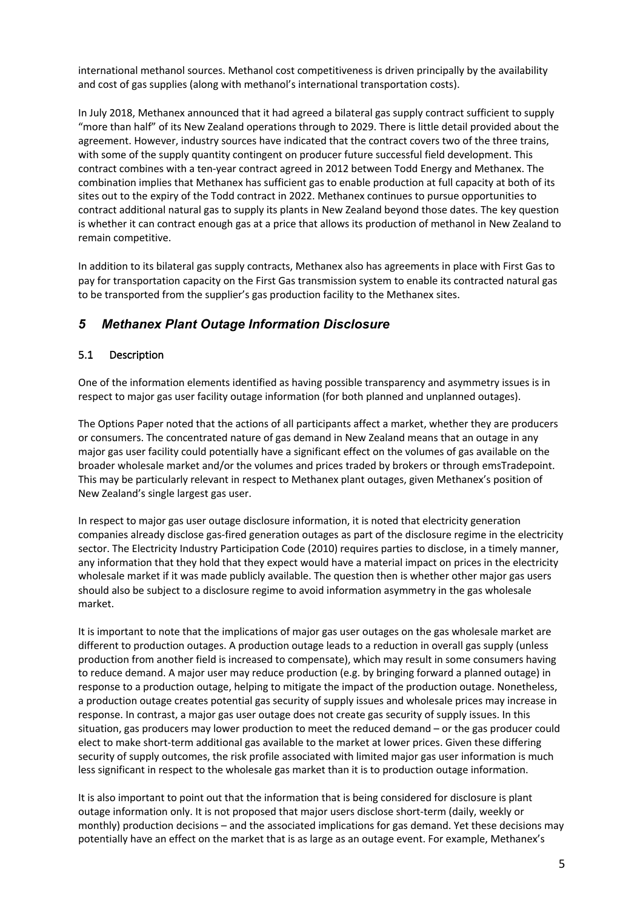international methanol sources. Methanol cost competitiveness is driven principally by the availability and cost of gas supplies (along with methanol's international transportation costs).

In July 2018, Methanex announced that it had agreed a bilateral gas supply contract sufficient to supply "more than half" of its New Zealand operations through to 2029. There is little detail provided about the agreement. However, industry sources have indicated that the contract covers two of the three trains, with some of the supply quantity contingent on producer future successful field development. This contract combines with a ten-year contract agreed in 2012 between Todd Energy and Methanex. The combination implies that Methanex has sufficient gas to enable production at full capacity at both of its sites out to the expiry of the Todd contract in 2022. Methanex continues to pursue opportunities to contract additional natural gas to supply its plants in New Zealand beyond those dates. The key question is whether it can contract enough gas at a price that allows its production of methanol in New Zealand to remain competitive.

In addition to its bilateral gas supply contracts, Methanex also has agreements in place with First Gas to pay for transportation capacity on the First Gas transmission system to enable its contracted natural gas to be transported from the supplier's gas production facility to the Methanex sites.

## *5 Methanex Plant Outage Information Disclosure*

### 5.1 Description

One of the information elements identified as having possible transparency and asymmetry issues is in respect to major gas user facility outage information (for both planned and unplanned outages).

The Options Paper noted that the actions of all participants affect a market, whether they are producers or consumers. The concentrated nature of gas demand in New Zealand means that an outage in any major gas user facility could potentially have a significant effect on the volumes of gas available on the broader wholesale market and/or the volumes and prices traded by brokers or through emsTradepoint. This may be particularly relevant in respect to Methanex plant outages, given Methanex's position of New Zealand's single largest gas user.

In respect to major gas user outage disclosure information, it is noted that electricity generation companies already disclose gas-fired generation outages as part of the disclosure regime in the electricity sector. The Electricity Industry Participation Code (2010) requires parties to disclose, in a timely manner, any information that they hold that they expect would have a material impact on prices in the electricity wholesale market if it was made publicly available. The question then is whether other major gas users should also be subject to a disclosure regime to avoid information asymmetry in the gas wholesale market.

It is important to note that the implications of major gas user outages on the gas wholesale market are different to production outages. A production outage leads to a reduction in overall gas supply (unless production from another field is increased to compensate), which may result in some consumers having to reduce demand. A major user may reduce production (e.g. by bringing forward a planned outage) in response to a production outage, helping to mitigate the impact of the production outage. Nonetheless, a production outage creates potential gas security of supply issues and wholesale prices may increase in response. In contrast, a major gas user outage does not create gas security of supply issues. In this situation, gas producers may lower production to meet the reduced demand – or the gas producer could elect to make short-term additional gas available to the market at lower prices. Given these differing security of supply outcomes, the risk profile associated with limited major gas user information is much less significant in respect to the wholesale gas market than it is to production outage information.

It is also important to point out that the information that is being considered for disclosure is plant outage information only. It is not proposed that major users disclose short-term (daily, weekly or monthly) production decisions – and the associated implications for gas demand. Yet these decisions may potentially have an effect on the market that is as large as an outage event. For example, Methanex's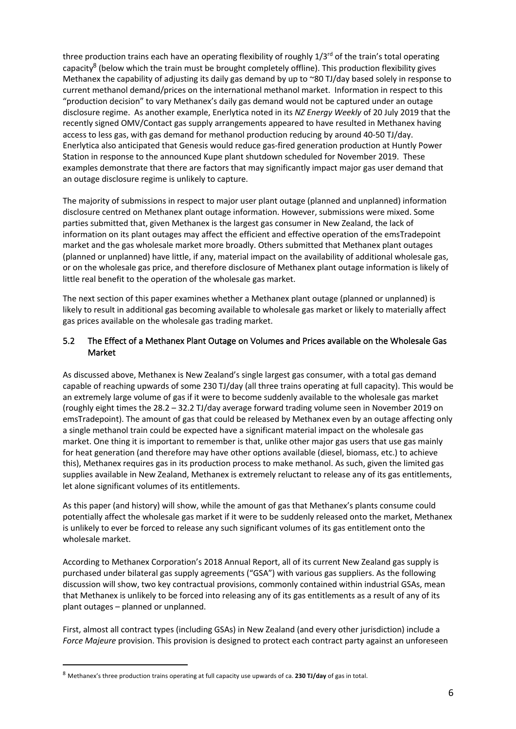three production trains each have an operating flexibility of roughly 1/3rd of the train's total operating capacity[8] (below which the train must be brought completely offline). This production flexibility gives Methanex the capability of adjusting its daily gas demand by up to ~80 TJ/day based solely in response to current methanol demand/prices on the international methanol market. Information in respect to this "production decision" to vary Methanex's daily gas demand would not be captured under an outage disclosure regime. As another example, Enerlytica noted in its *NZ Energy Weekly* of 20 July 2019 that the recently signed OMV/Contact gas supply arrangements appeared to have resulted in Methanex having access to less gas, with gas demand for methanol production reducing by around 40-50 TJ/day. Enerlytica also anticipated that Genesis would reduce gas-fired generation production at Huntly Power Station in response to the announced Kupe plant shutdown scheduled for November 2019. These examples demonstrate that there are factors that may significantly impact major gas user demand that an outage disclosure regime is unlikely to capture.

The majority of submissions in respect to major user plant outage (planned and unplanned) information disclosure centred on Methanex plant outage information. However, submissions were mixed. Some parties submitted that, given Methanex is the largest gas consumer in New Zealand, the lack of information on its plant outages may affect the efficient and effective operation of the emsTradepoint market and the gas wholesale market more broadly. Others submitted that Methanex plant outages (planned or unplanned) have little, if any, material impact on the availability of additional wholesale gas, or on the wholesale gas price, and therefore disclosure of Methanex plant outage information is likely of little real benefit to the operation of the wholesale gas market.

The next section of this paper examines whether a Methanex plant outage (planned or unplanned) is likely to result in additional gas becoming available to wholesale gas market or likely to materially affect gas prices available on the wholesale gas trading market.

## 5.2 The Effect of a Methanex Plant Outage on Volumes and Prices available on the Wholesale Gas Market

As discussed above, Methanex is New Zealand's single largest gas consumer, with a total gas demand capable of reaching upwards of some 230 TJ/day (all three trains operating at full capacity). This would be an extremely large volume of gas if it were to become suddenly available to the wholesale gas market (roughly eight times the 28.2 – 32.2 TJ/day average forward trading volume seen in November 2019 on emsTradepoint). The amount of gas that could be released by Methanex even by an outage affecting only a single methanol train could be expected have a significant material impact on the wholesale gas market. One thing it is important to remember is that, unlike other major gas users that use gas mainly for heat generation (and therefore may have other options available (diesel, biomass, etc.) to achieve this), Methanex requires gas in its production process to make methanol. As such, given the limited gas supplies available in New Zealand, Methanex is extremely reluctant to release any of its gas entitlements, let alone significant volumes of its entitlements.

As this paper (and history) will show, while the amount of gas that Methanex's plants consume could potentially affect the wholesale gas market if it were to be suddenly released onto the market, Methanex is unlikely to ever be forced to release any such significant volumes of its gas entitlement onto the wholesale market.

According to Methanex Corporation's 2018 Annual Report, all of its current New Zealand gas supply is purchased under bilateral gas supply agreements ("GSA") with various gas suppliers. As the following discussion will show, two key contractual provisions, commonly contained within industrial GSAs, mean that Methanex is unlikely to be forced into releasing any of its gas entitlements as a result of any of its plant outages – planned or unplanned.

First, almost all contract types (including GSAs) in New Zealand (and every other jurisdiction) include a *Force Majeure* provision. This provision is designed to protect each contract party against an unforeseen

[8] Methanex's three production trains operating at full capacity use upwards of ca. **230 TJ/day** of gas in total.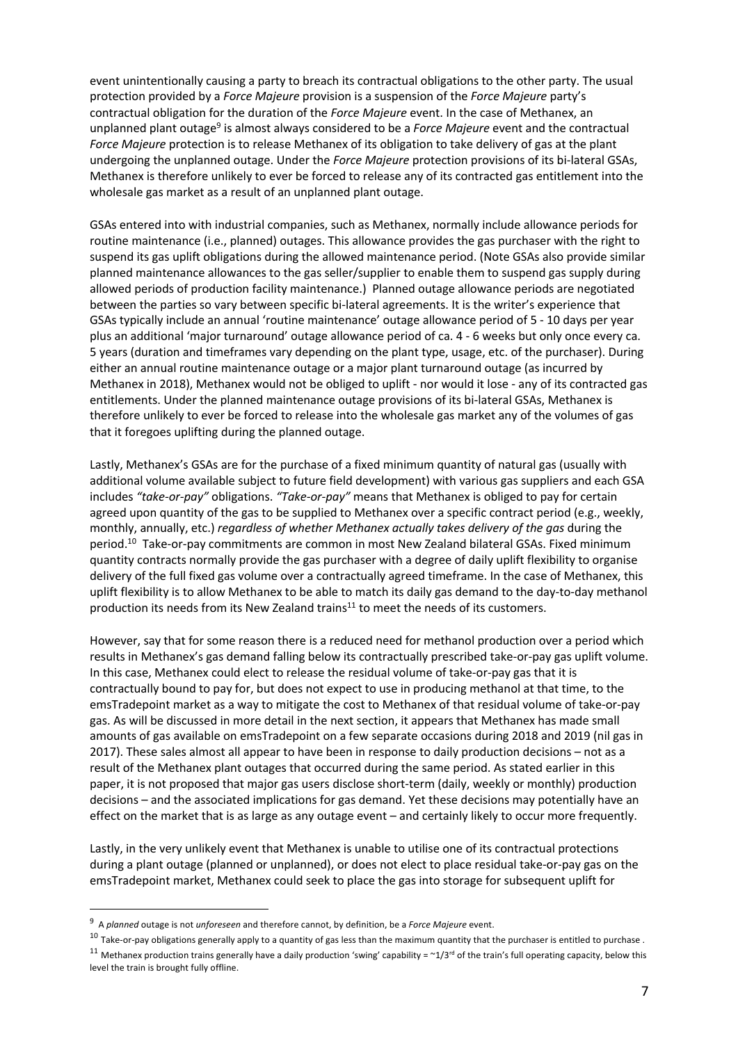event unintentionally causing a party to breach its contractual obligations to the other party. The usual protection provided by a *Force Majeure* provision is a suspension of the *Force Majeure* party's contractual obligation for the duration of the *Force Majeure* event. In the case of Methanex, an unplanned plant outage[9] is almost always considered to be a *Force Majeure* event and the contractual *Force Majeure* protection is to release Methanex of its obligation to take delivery of gas at the plant undergoing the unplanned outage. Under the *Force Majeure* protection provisions of its bi-lateral GSAs, Methanex is therefore unlikely to ever be forced to release any of its contracted gas entitlement into the wholesale gas market as a result of an unplanned plant outage.

GSAs entered into with industrial companies, such as Methanex, normally include allowance periods for routine maintenance (i.e., planned) outages. This allowance provides the gas purchaser with the right to suspend its gas uplift obligations during the allowed maintenance period. (Note GSAs also provide similar planned maintenance allowances to the gas seller/supplier to enable them to suspend gas supply during allowed periods of production facility maintenance.) Planned outage allowance periods are negotiated between the parties so vary between specific bi-lateral agreements. It is the writer's experience that GSAs typically include an annual 'routine maintenance' outage allowance period of 5 - 10 days per year plus an additional 'major turnaround' outage allowance period of ca. 4 - 6 weeks but only once every ca. 5 years (duration and timeframes vary depending on the plant type, usage, etc. of the purchaser). During either an annual routine maintenance outage or a major plant turnaround outage (as incurred by Methanex in 2018), Methanex would not be obliged to uplift - nor would it lose - any of its contracted gas entitlements. Under the planned maintenance outage provisions of its bi-lateral GSAs, Methanex is therefore unlikely to ever be forced to release into the wholesale gas market any of the volumes of gas that it foregoes uplifting during the planned outage.

Lastly, Methanex's GSAs are for the purchase of a fixed minimum quantity of natural gas (usually with additional volume available subject to future field development) with various gas suppliers and each GSA includes *"take-or-pay"* obligations. *"Take-or-pay"* means that Methanex is obliged to pay for certain agreed upon quantity of the gas to be supplied to Methanex over a specific contract period (e.g., weekly, monthly, annually, etc.) *regardless of whether Methanex actually takes delivery of the gas* during the period.[10] Take-or-pay commitments are common in most New Zealand bilateral GSAs. Fixed minimum quantity contracts normally provide the gas purchaser with a degree of daily uplift flexibility to organise delivery of the full fixed gas volume over a contractually agreed timeframe. In the case of Methanex, this uplift flexibility is to allow Methanex to be able to match its daily gas demand to the day-to-day methanol production its needs from its New Zealand trains[11] to meet the needs of its customers.

However, say that for some reason there is a reduced need for methanol production over a period which results in Methanex's gas demand falling below its contractually prescribed take-or-pay gas uplift volume. In this case, Methanex could elect to release the residual volume of take-or-pay gas that it is contractually bound to pay for, but does not expect to use in producing methanol at that time, to the emsTradepoint market as a way to mitigate the cost to Methanex of that residual volume of take-or-pay gas. As will be discussed in more detail in the next section, it appears that Methanex has made small amounts of gas available on emsTradepoint on a few separate occasions during 2018 and 2019 (nil gas in 2017). These sales almost all appear to have been in response to daily production decisions – not as a result of the Methanex plant outages that occurred during the same period. As stated earlier in this paper, it is not proposed that major gas users disclose short-term (daily, weekly or monthly) production decisions – and the associated implications for gas demand. Yet these decisions may potentially have an effect on the market that is as large as any outage event – and certainly likely to occur more frequently.

Lastly, in the very unlikely event that Methanex is unable to utilise one of its contractual protections during a plant outage (planned or unplanned), or does not elect to place residual take-or-pay gas on the emsTradepoint market, Methanex could seek to place the gas into storage for subsequent uplift for

---

[9] A *planned* outage is not *unforeseen* and therefore cannot, by definition, be a *Force Majeure* event.

[10] Take-or-pay obligations generally apply to a quantity of gas less than the maximum quantity that the purchaser is entitled to purchase .

[11] Methanex production trains generally have a daily production 'swing' capability = ~1/3rd of the train's full operating capacity, below this level the train is brought fully offline.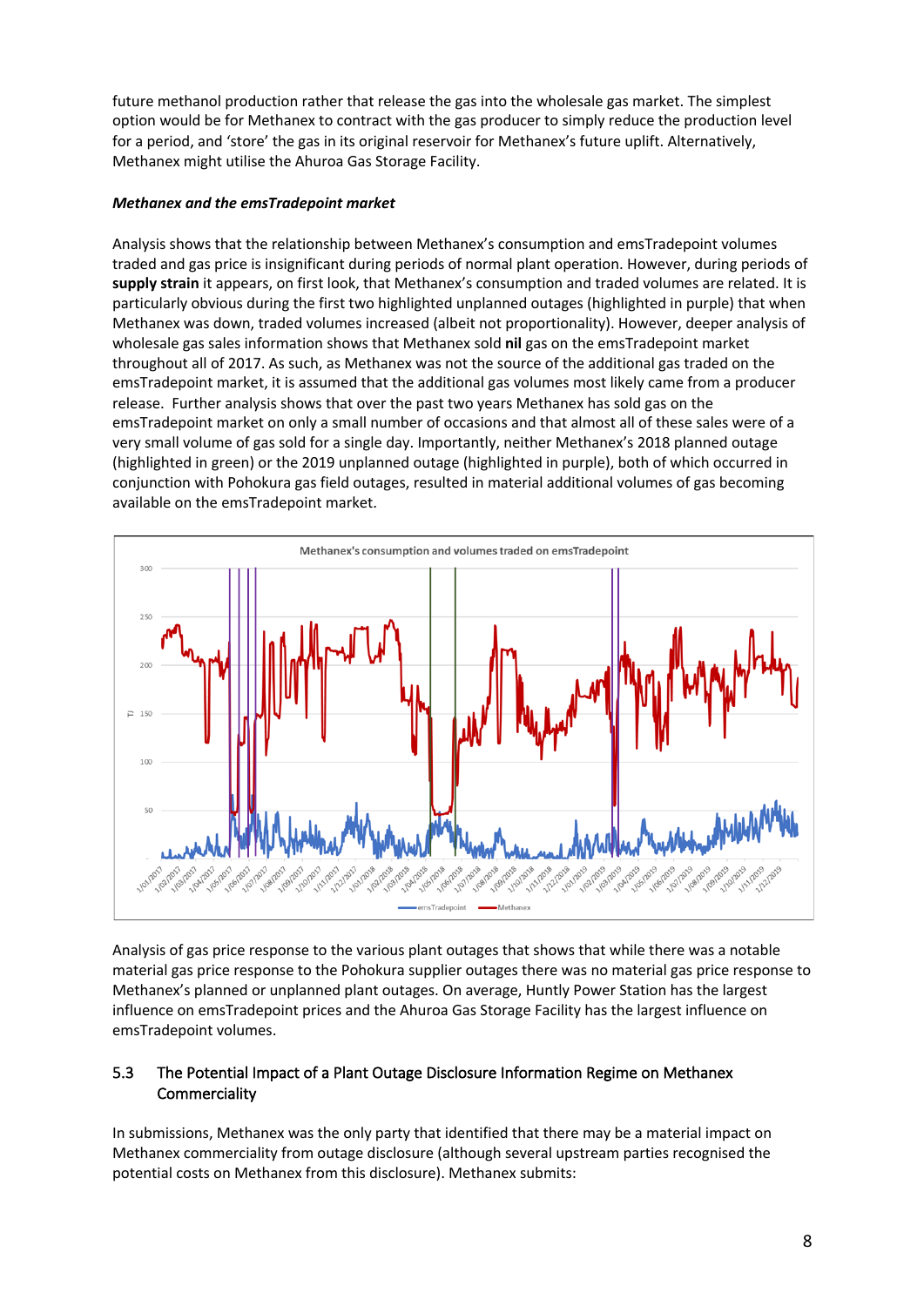future methanol production rather that release the gas into the wholesale gas market. The simplest option would be for Methanex to contract with the gas producer to simply reduce the production level for a period, and 'store' the gas in its original reservoir for Methanex's future uplift. Alternatively, Methanex might utilise the Ahuroa Gas Storage Facility.

***Methanex and the emsTradepoint market***

Analysis shows that the relationship between Methanex's consumption and emsTradepoint volumes traded and gas price is insignificant during periods of normal plant operation. However, during periods of **supply strain** it appears, on first look, that Methanex's consumption and traded volumes are related. It is particularly obvious during the first two highlighted unplanned outages (highlighted in purple) that when Methanex was down, traded volumes increased (albeit not proportionality). However, deeper analysis of wholesale gas sales information shows that Methanex sold **nil** gas on the emsTradepoint market throughout all of 2017. As such, as Methanex was not the source of the additional gas traded on the emsTradepoint market, it is assumed that the additional gas volumes most likely came from a producer release. Further analysis shows that over the past two years Methanex has sold gas on the emsTradepoint market on only a small number of occasions and that almost all of these sales were of a very small volume of gas sold for a single day. Importantly, neither Methanex's 2018 planned outage (highlighted in green) or the 2019 unplanned outage (highlighted in purple), both of which occurred in conjunction with Pohokura gas field outages, resulted in material additional volumes of gas becoming available on the emsTradepoint market.

Analysis of gas price response to the various plant outages that shows that while there was a notable material gas price response to the Pohokura supplier outages there was no material gas price response to Methanex's planned or unplanned plant outages. On average, Huntly Power Station has the largest influence on emsTradepoint prices and the Ahuroa Gas Storage Facility has the largest influence on emsTradepoint volumes.

## 5.3 The Potential Impact of a Plant Outage Disclosure Information Regime on Methanex Commerciality

In submissions, Methanex was the only party that identified that there may be a material impact on Methanex commerciality from outage disclosure (although several upstream parties recognised the potential costs on Methanex from this disclosure). Methanex submits: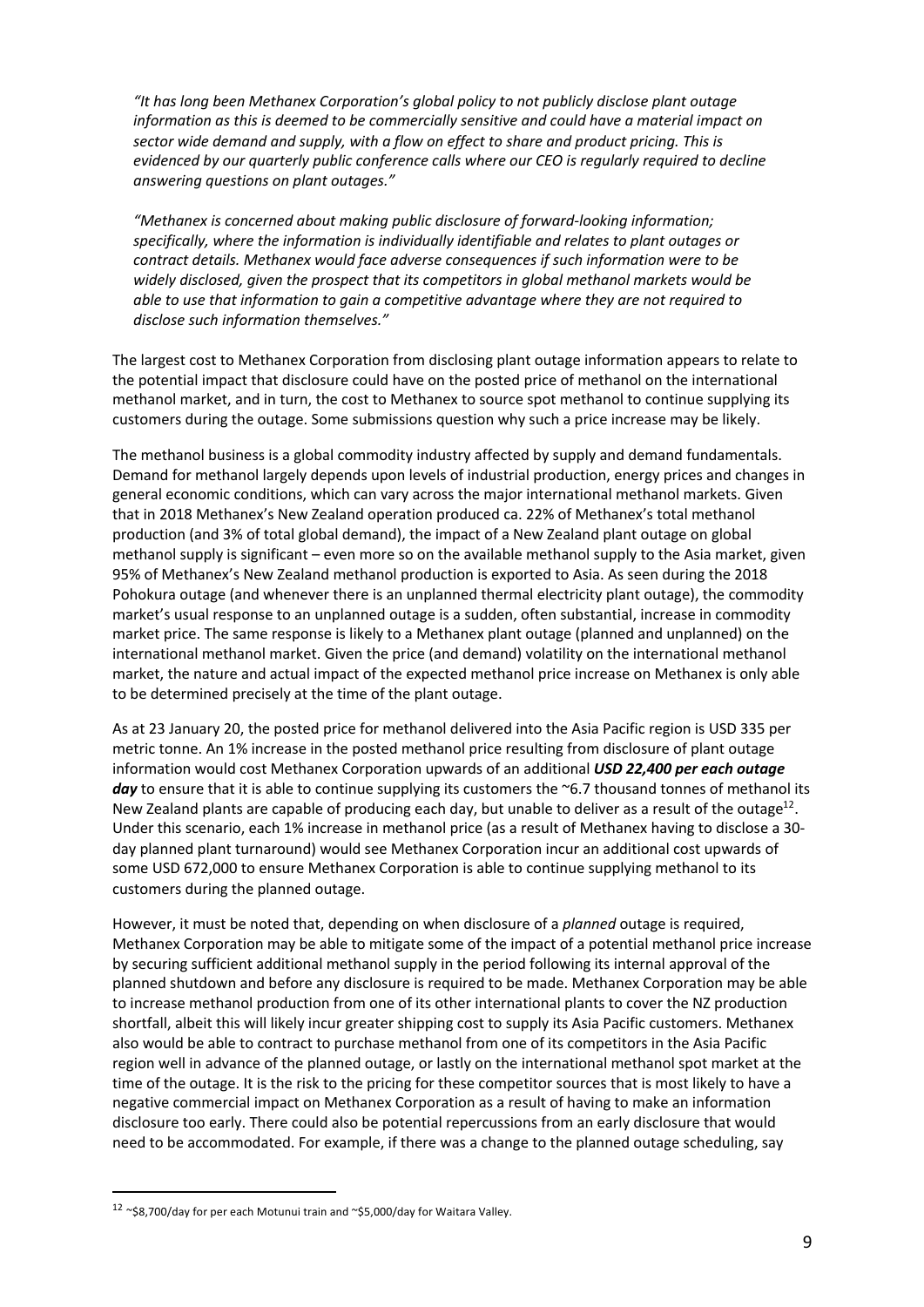*"It has long been Methanex Corporation's global policy to not publicly disclose plant outage information as this is deemed to be commercially sensitive and could have a material impact on sector wide demand and supply, with a flow on effect to share and product pricing. This is evidenced by our quarterly public conference calls where our CEO is regularly required to decline answering questions on plant outages."*

*"Methanex is concerned about making public disclosure of forward-looking information; specifically, where the information is individually identifiable and relates to plant outages or contract details. Methanex would face adverse consequences if such information were to be widely disclosed, given the prospect that its competitors in global methanol markets would be able to use that information to gain a competitive advantage where they are not required to disclose such information themselves."*

The largest cost to Methanex Corporation from disclosing plant outage information appears to relate to the potential impact that disclosure could have on the posted price of methanol on the international methanol market, and in turn, the cost to Methanex to source spot methanol to continue supplying its customers during the outage. Some submissions question why such a price increase may be likely.

The methanol business is a global commodity industry affected by supply and demand fundamentals. Demand for methanol largely depends upon levels of industrial production, energy prices and changes in general economic conditions, which can vary across the major international methanol markets. Given that in 2018 Methanex's New Zealand operation produced ca. 22% of Methanex's total methanol production (and 3% of total global demand), the impact of a New Zealand plant outage on global methanol supply is significant – even more so on the available methanol supply to the Asia market, given 95% of Methanex's New Zealand methanol production is exported to Asia. As seen during the 2018 Pohokura outage (and whenever there is an unplanned thermal electricity plant outage), the commodity market's usual response to an unplanned outage is a sudden, often substantial, increase in commodity market price. The same response is likely to a Methanex plant outage (planned and unplanned) on the international methanol market. Given the price (and demand) volatility on the international methanol market, the nature and actual impact of the expected methanol price increase on Methanex is only able to be determined precisely at the time of the plant outage.

As at 23 January 20, the posted price for methanol delivered into the Asia Pacific region is USD 335 per metric tonne. An 1% increase in the posted methanol price resulting from disclosure of plant outage information would cost Methanex Corporation upwards of an additional ***USD 22,400 per each outage day*** to ensure that it is able to continue supplying its customers the ~6.7 thousand tonnes of methanol its New Zealand plants are capable of producing each day, but unable to deliver as a result of the outage[12]. Under this scenario, each 1% increase in methanol price (as a result of Methanex having to disclose a 30-day planned plant turnaround) would see Methanex Corporation incur an additional cost upwards of some USD 672,000 to ensure Methanex Corporation is able to continue supplying methanol to its customers during the planned outage.

However, it must be noted that, depending on when disclosure of a *planned* outage is required, Methanex Corporation may be able to mitigate some of the impact of a potential methanol price increase by securing sufficient additional methanol supply in the period following its internal approval of the planned shutdown and before any disclosure is required to be made. Methanex Corporation may be able to increase methanol production from one of its other international plants to cover the NZ production shortfall, albeit this will likely incur greater shipping cost to supply its Asia Pacific customers. Methanex also would be able to contract to purchase methanol from one of its competitors in the Asia Pacific region well in advance of the planned outage, or lastly on the international methanol spot market at the time of the outage. It is the risk to the pricing for these competitor sources that is most likely to have a negative commercial impact on Methanex Corporation as a result of having to make an information disclosure too early. There could also be potential repercussions from an early disclosure that would need to be accommodated. For example, if there was a change to the planned outage scheduling, say

[12] ~$8,700/day for per each Motunui train and ~$5,000/day for Waitara Valley.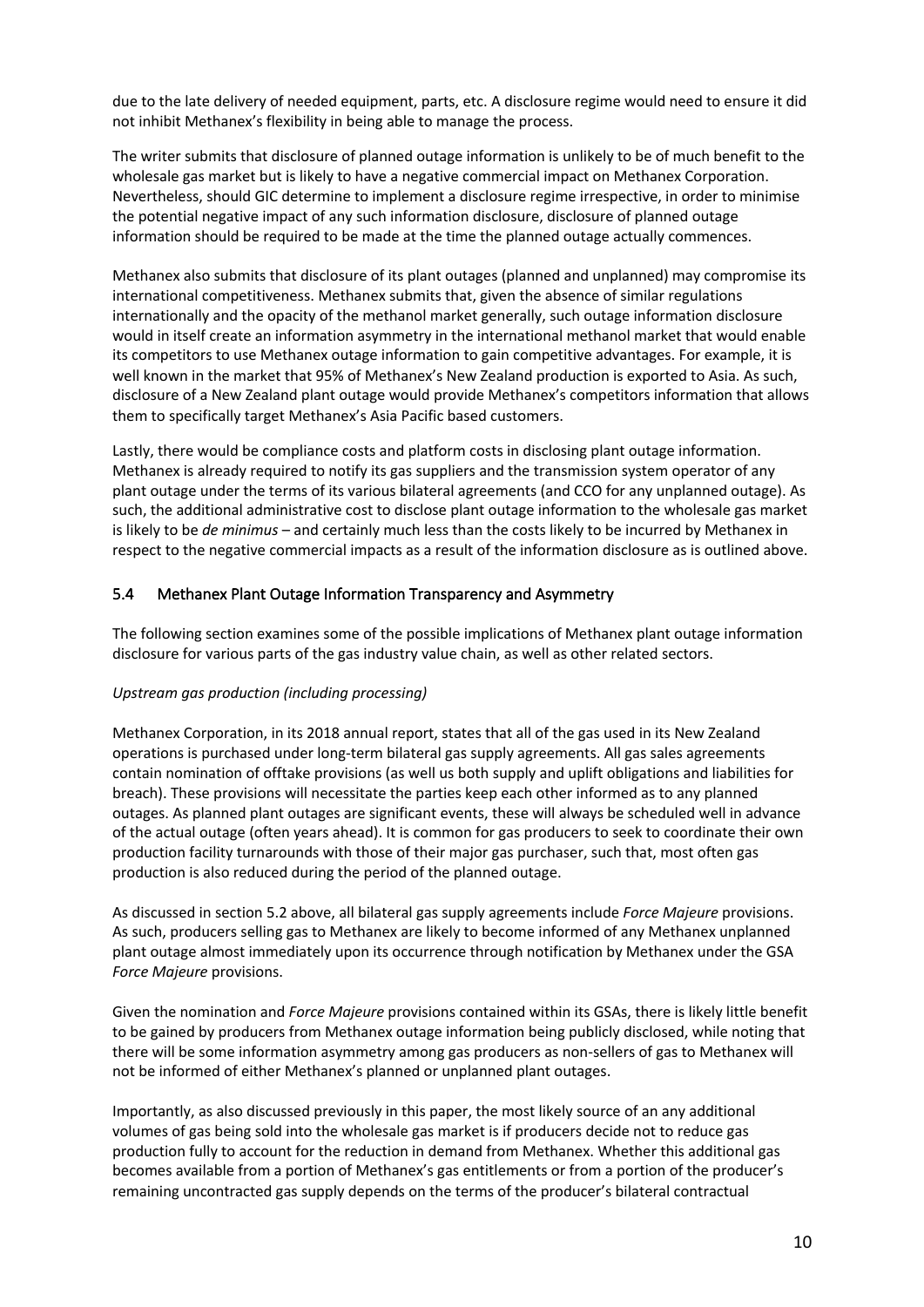due to the late delivery of needed equipment, parts, etc. A disclosure regime would need to ensure it did not inhibit Methanex's flexibility in being able to manage the process.

The writer submits that disclosure of planned outage information is unlikely to be of much benefit to the wholesale gas market but is likely to have a negative commercial impact on Methanex Corporation. Nevertheless, should GIC determine to implement a disclosure regime irrespective, in order to minimise the potential negative impact of any such information disclosure, disclosure of planned outage information should be required to be made at the time the planned outage actually commences.

Methanex also submits that disclosure of its plant outages (planned and unplanned) may compromise its international competitiveness. Methanex submits that, given the absence of similar regulations internationally and the opacity of the methanol market generally, such outage information disclosure would in itself create an information asymmetry in the international methanol market that would enable its competitors to use Methanex outage information to gain competitive advantages. For example, it is well known in the market that 95% of Methanex's New Zealand production is exported to Asia. As such, disclosure of a New Zealand plant outage would provide Methanex's competitors information that allows them to specifically target Methanex's Asia Pacific based customers.

Lastly, there would be compliance costs and platform costs in disclosing plant outage information. Methanex is already required to notify its gas suppliers and the transmission system operator of any plant outage under the terms of its various bilateral agreements (and CCO for any unplanned outage). As such, the additional administrative cost to disclose plant outage information to the wholesale gas market is likely to be *de minimus* – and certainly much less than the costs likely to be incurred by Methanex in respect to the negative commercial impacts as a result of the information disclosure as is outlined above.

## 5.4 Methanex Plant Outage Information Transparency and Asymmetry

The following section examines some of the possible implications of Methanex plant outage information disclosure for various parts of the gas industry value chain, as well as other related sectors.

*Upstream gas production (including processing)*

Methanex Corporation, in its 2018 annual report, states that all of the gas used in its New Zealand operations is purchased under long-term bilateral gas supply agreements. All gas sales agreements contain nomination of offtake provisions (as well us both supply and uplift obligations and liabilities for breach). These provisions will necessitate the parties keep each other informed as to any planned outages. As planned plant outages are significant events, these will always be scheduled well in advance of the actual outage (often years ahead). It is common for gas producers to seek to coordinate their own production facility turnarounds with those of their major gas purchaser, such that, most often gas production is also reduced during the period of the planned outage.

As discussed in section 5.2 above, all bilateral gas supply agreements include *Force Majeure* provisions. As such, producers selling gas to Methanex are likely to become informed of any Methanex unplanned plant outage almost immediately upon its occurrence through notification by Methanex under the GSA *Force Majeure* provisions.

Given the nomination and *Force Majeure* provisions contained within its GSAs, there is likely little benefit to be gained by producers from Methanex outage information being publicly disclosed, while noting that there will be some information asymmetry among gas producers as non-sellers of gas to Methanex will not be informed of either Methanex's planned or unplanned plant outages.

Importantly, as also discussed previously in this paper, the most likely source of an any additional volumes of gas being sold into the wholesale gas market is if producers decide not to reduce gas production fully to account for the reduction in demand from Methanex. Whether this additional gas becomes available from a portion of Methanex's gas entitlements or from a portion of the producer's remaining uncontracted gas supply depends on the terms of the producer's bilateral contractual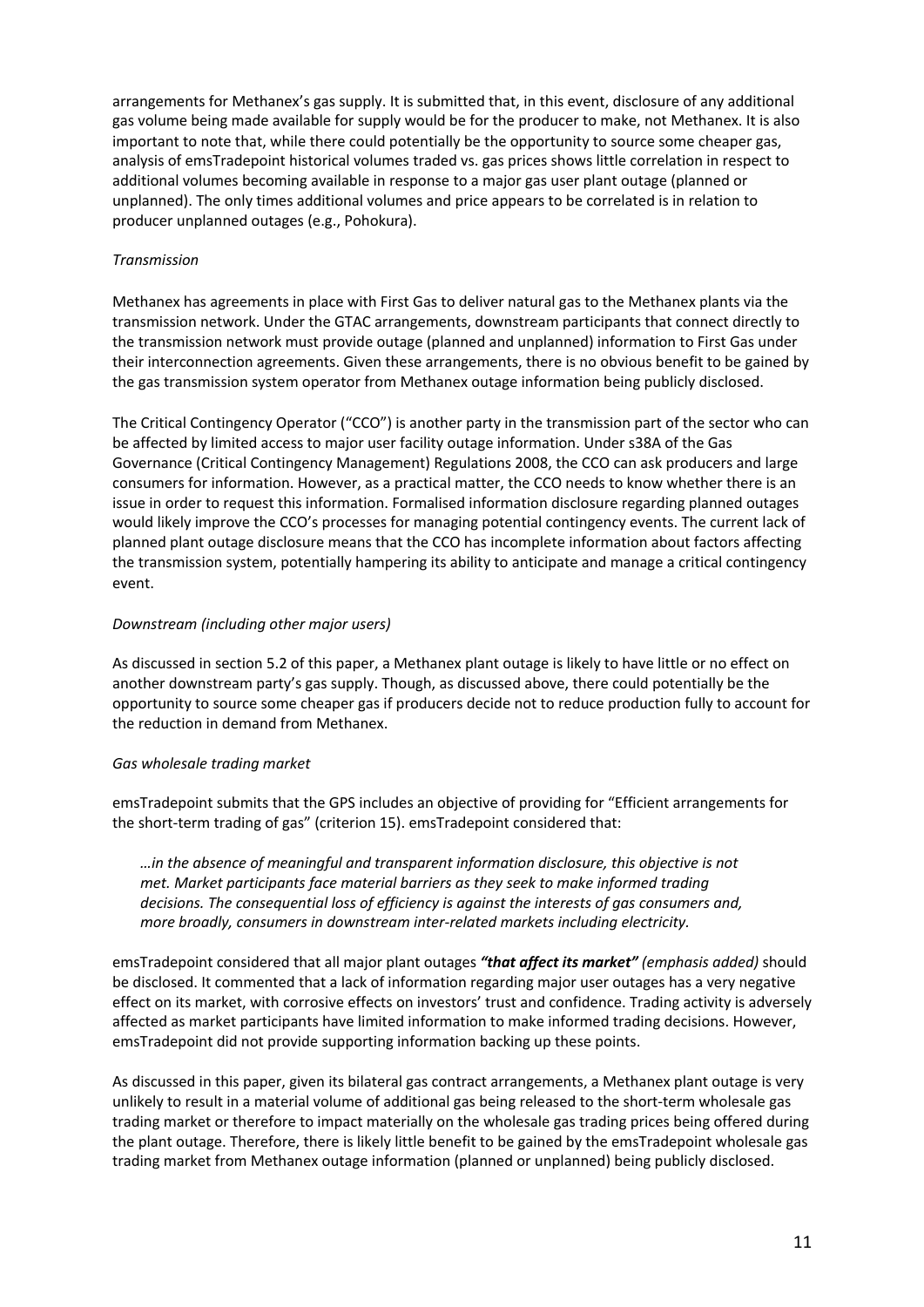arrangements for Methanex's gas supply. It is submitted that, in this event, disclosure of any additional gas volume being made available for supply would be for the producer to make, not Methanex. It is also important to note that, while there could potentially be the opportunity to source some cheaper gas, analysis of emsTradepoint historical volumes traded vs. gas prices shows little correlation in respect to additional volumes becoming available in response to a major gas user plant outage (planned or unplanned). The only times additional volumes and price appears to be correlated is in relation to producer unplanned outages (e.g., Pohokura).

*Transmission*

Methanex has agreements in place with First Gas to deliver natural gas to the Methanex plants via the transmission network. Under the GTAC arrangements, downstream participants that connect directly to the transmission network must provide outage (planned and unplanned) information to First Gas under their interconnection agreements. Given these arrangements, there is no obvious benefit to be gained by the gas transmission system operator from Methanex outage information being publicly disclosed.

The Critical Contingency Operator ("CCO") is another party in the transmission part of the sector who can be affected by limited access to major user facility outage information. Under s38A of the Gas Governance (Critical Contingency Management) Regulations 2008, the CCO can ask producers and large consumers for information. However, as a practical matter, the CCO needs to know whether there is an issue in order to request this information. Formalised information disclosure regarding planned outages would likely improve the CCO's processes for managing potential contingency events. The current lack of planned plant outage disclosure means that the CCO has incomplete information about factors affecting the transmission system, potentially hampering its ability to anticipate and manage a critical contingency event.

*Downstream (including other major users)*

As discussed in section 5.2 of this paper, a Methanex plant outage is likely to have little or no effect on another downstream party's gas supply. Though, as discussed above, there could potentially be the opportunity to source some cheaper gas if producers decide not to reduce production fully to account for the reduction in demand from Methanex.

*Gas wholesale trading market*

emsTradepoint submits that the GPS includes an objective of providing for "Efficient arrangements for the short-term trading of gas" (criterion 15). emsTradepoint considered that:

> *…in the absence of meaningful and transparent information disclosure, this objective is not met. Market participants face material barriers as they seek to make informed trading decisions. The consequential loss of efficiency is against the interests of gas consumers and, more broadly, consumers in downstream inter-related markets including electricity.*

emsTradepoint considered that all major plant outages ***"that affect its market"*** *(emphasis added)* should be disclosed. It commented that a lack of information regarding major user outages has a very negative effect on its market, with corrosive effects on investors' trust and confidence. Trading activity is adversely affected as market participants have limited information to make informed trading decisions. However, emsTradepoint did not provide supporting information backing up these points.

As discussed in this paper, given its bilateral gas contract arrangements, a Methanex plant outage is very unlikely to result in a material volume of additional gas being released to the short-term wholesale gas trading market or therefore to impact materially on the wholesale gas trading prices being offered during the plant outage. Therefore, there is likely little benefit to be gained by the emsTradepoint wholesale gas trading market from Methanex outage information (planned or unplanned) being publicly disclosed.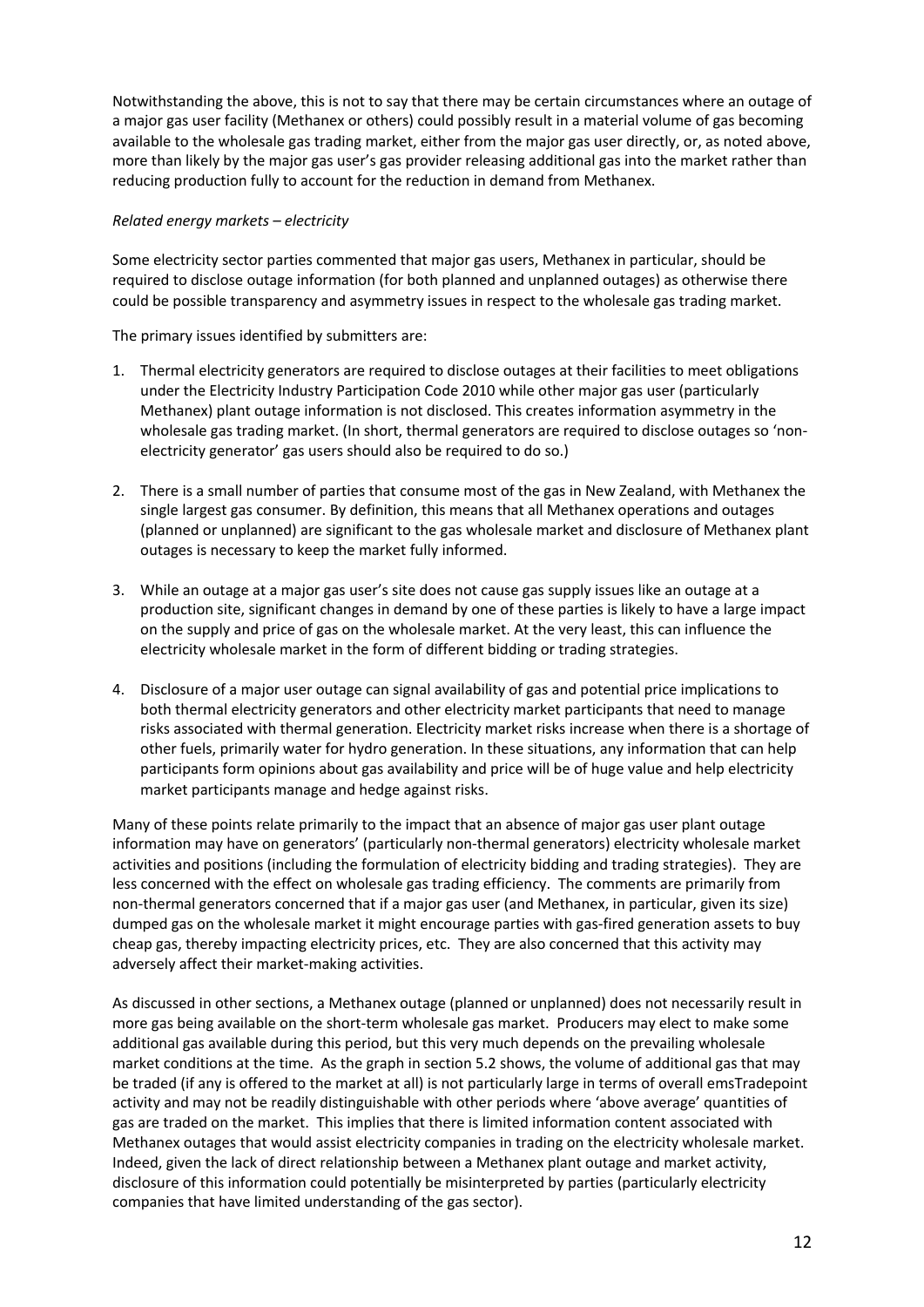Notwithstanding the above, this is not to say that there may be certain circumstances where an outage of a major gas user facility (Methanex or others) could possibly result in a material volume of gas becoming available to the wholesale gas trading market, either from the major gas user directly, or, as noted above, more than likely by the major gas user's gas provider releasing additional gas into the market rather than reducing production fully to account for the reduction in demand from Methanex.

*Related energy markets – electricity*

Some electricity sector parties commented that major gas users, Methanex in particular, should be required to disclose outage information (for both planned and unplanned outages) as otherwise there could be possible transparency and asymmetry issues in respect to the wholesale gas trading market.

The primary issues identified by submitters are:

1. Thermal electricity generators are required to disclose outages at their facilities to meet obligations under the Electricity Industry Participation Code 2010 while other major gas user (particularly Methanex) plant outage information is not disclosed. This creates information asymmetry in the wholesale gas trading market. (In short, thermal generators are required to disclose outages so 'non-electricity generator' gas users should also be required to do so.)

2. There is a small number of parties that consume most of the gas in New Zealand, with Methanex the single largest gas consumer. By definition, this means that all Methanex operations and outages (planned or unplanned) are significant to the gas wholesale market and disclosure of Methanex plant outages is necessary to keep the market fully informed.

3. While an outage at a major gas user's site does not cause gas supply issues like an outage at a production site, significant changes in demand by one of these parties is likely to have a large impact on the supply and price of gas on the wholesale market. At the very least, this can influence the electricity wholesale market in the form of different bidding or trading strategies.

4. Disclosure of a major user outage can signal availability of gas and potential price implications to both thermal electricity generators and other electricity market participants that need to manage risks associated with thermal generation. Electricity market risks increase when there is a shortage of other fuels, primarily water for hydro generation. In these situations, any information that can help participants form opinions about gas availability and price will be of huge value and help electricity market participants manage and hedge against risks.

Many of these points relate primarily to the impact that an absence of major gas user plant outage information may have on generators' (particularly non-thermal generators) electricity wholesale market activities and positions (including the formulation of electricity bidding and trading strategies). They are less concerned with the effect on wholesale gas trading efficiency. The comments are primarily from non-thermal generators concerned that if a major gas user (and Methanex, in particular, given its size) dumped gas on the wholesale market it might encourage parties with gas-fired generation assets to buy cheap gas, thereby impacting electricity prices, etc. They are also concerned that this activity may adversely affect their market-making activities.

As discussed in other sections, a Methanex outage (planned or unplanned) does not necessarily result in more gas being available on the short-term wholesale gas market. Producers may elect to make some additional gas available during this period, but this very much depends on the prevailing wholesale market conditions at the time. As the graph in section 5.2 shows, the volume of additional gas that may be traded (if any is offered to the market at all) is not particularly large in terms of overall emsTradepoint activity and may not be readily distinguishable with other periods where 'above average' quantities of gas are traded on the market. This implies that there is limited information content associated with Methanex outages that would assist electricity companies in trading on the electricity wholesale market. Indeed, given the lack of direct relationship between a Methanex plant outage and market activity, disclosure of this information could potentially be misinterpreted by parties (particularly electricity companies that have limited understanding of the gas sector).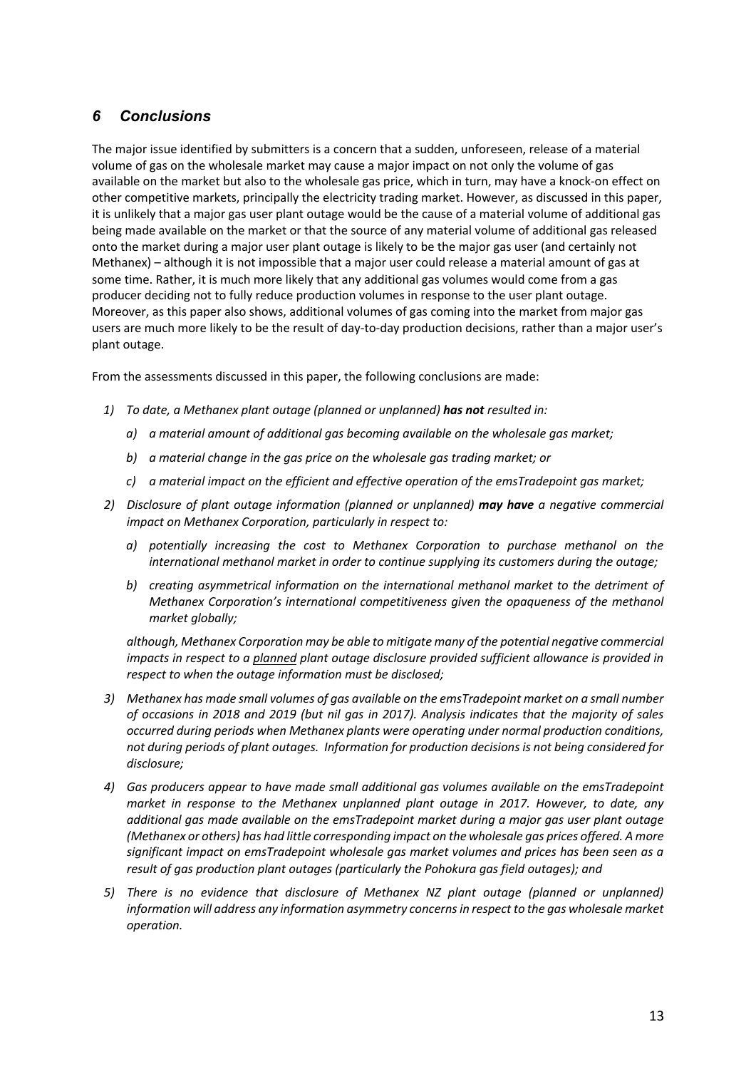## *6 Conclusions*

The major issue identified by submitters is a concern that a sudden, unforeseen, release of a material volume of gas on the wholesale market may cause a major impact on not only the volume of gas available on the market but also to the wholesale gas price, which in turn, may have a knock-on effect on other competitive markets, principally the electricity trading market. However, as discussed in this paper, it is unlikely that a major gas user plant outage would be the cause of a material volume of additional gas being made available on the market or that the source of any material volume of additional gas released onto the market during a major user plant outage is likely to be the major gas user (and certainly not Methanex) – although it is not impossible that a major user could release a material amount of gas at some time. Rather, it is much more likely that any additional gas volumes would come from a gas producer deciding not to fully reduce production volumes in response to the user plant outage. Moreover, as this paper also shows, additional volumes of gas coming into the market from major gas users are much more likely to be the result of day-to-day production decisions, rather than a major user's plant outage.

From the assessments discussed in this paper, the following conclusions are made:

1) *To date, a Methanex plant outage (planned or unplanned)* ***has not*** *resulted in:*
    a) *a material amount of additional gas becoming available on the wholesale gas market;*
    b) *a material change in the gas price on the wholesale gas trading market; or*
    c) *a material impact on the efficient and effective operation of the emsTradepoint gas market;*
2) *Disclosure of plant outage information (planned or unplanned)* ***may have*** *a negative commercial impact on Methanex Corporation, particularly in respect to:*
    a) *potentially increasing the cost to Methanex Corporation to purchase methanol on the international methanol market in order to continue supplying its customers during the outage;*
    b) *creating asymmetrical information on the international methanol market to the detriment of Methanex Corporation's international competitiveness given the opaqueness of the methanol market globally;*

    *although, Methanex Corporation may be able to mitigate many of the potential negative commercial impacts in respect to a <u>planned</u> plant outage disclosure provided sufficient allowance is provided in respect to when the outage information must be disclosed;*
3) *Methanex has made small volumes of gas available on the emsTradepoint market on a small number of occasions in 2018 and 2019 (but nil gas in 2017). Analysis indicates that the majority of sales occurred during periods when Methanex plants were operating under normal production conditions, not during periods of plant outages. Information for production decisions is not being considered for disclosure;*
4) *Gas producers appear to have made small additional gas volumes available on the emsTradepoint market in response to the Methanex unplanned plant outage in 2017. However, to date, any additional gas made available on the emsTradepoint market during a major gas user plant outage (Methanex or others) has had little corresponding impact on the wholesale gas prices offered. A more significant impact on emsTradepoint wholesale gas market volumes and prices has been seen as a result of gas production plant outages (particularly the Pohokura gas field outages); and*
5) *There is no evidence that disclosure of Methanex NZ plant outage (planned or unplanned) information will address any information asymmetry concerns in respect to the gas wholesale market operation.*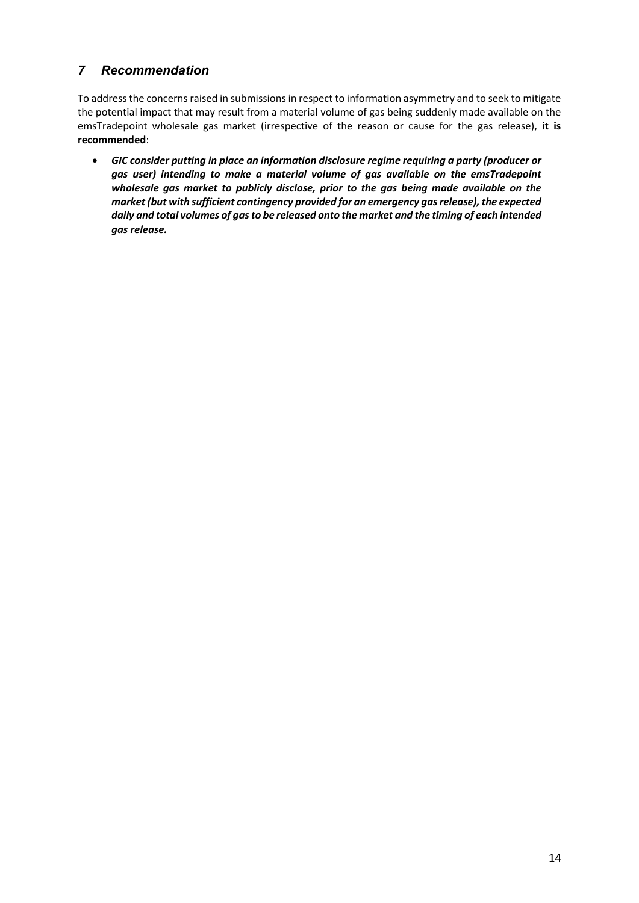## *7 Recommendation*

To address the concerns raised in submissions in respect to information asymmetry and to seek to mitigate the potential impact that may result from a material volume of gas being suddenly made available on the emsTradepoint wholesale gas market (irrespective of the reason or cause for the gas release), **it is recommended**:

- ***GIC consider putting in place an information disclosure regime requiring a party (producer or gas user) intending to make a material volume of gas available on the emsTradepoint wholesale gas market to publicly disclose, prior to the gas being made available on the market (but with sufficient contingency provided for an emergency gas release), the expected daily and total volumes of gas to be released onto the market and the timing of each intended gas release.***